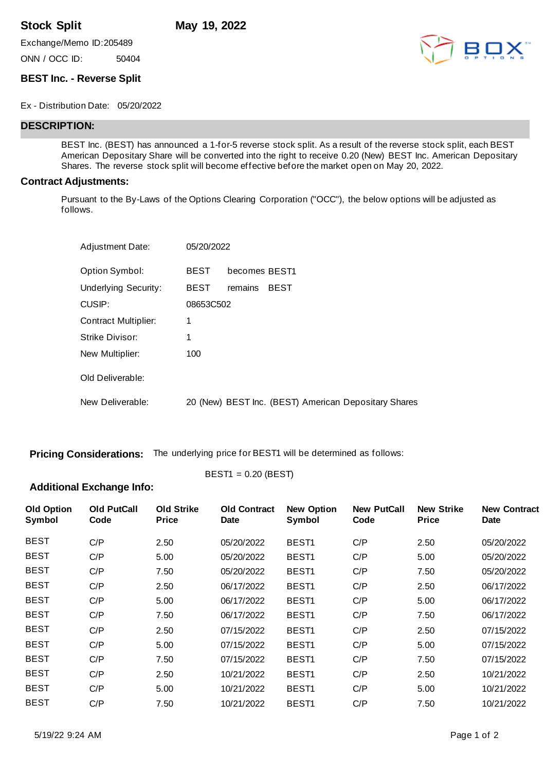# Stock Split

**May 19, 2022**

Exchange/Memo ID: 205489

ONN / OCC ID: 50404

## BEST Inc. - Reverse Split

Ex - Distribution Date: 05/20/2022

## DESCRIPTION:

BEST Inc. (BEST) has announced a 1-for-5 reverse stock split. As a result of the reverse stock split, each BEST American Depositary Share will be converted into the right to receive 0.20 (New) BEST Inc. American Depositary Shares. The reverse stock split will become effective before the market open on May 20, 2022.

## Contract Adjustments:

Pursuant to the By-Laws of the Options Clearing Corporation ("OCC"), the below options will be adjusted as follows.

| | |
|---|---|
| Adjustment Date: | 05/20/2022 |
| Option Symbol: | BEST becomes BEST1 |
| Underlying Security: | BEST remains BEST |
| CUSIP: | 08653C502 |
| Contract Multiplier: | 1 |
| Strike Divisor: | 1 |
| New Multiplier: | 100 |
| Old Deliverable: | |
| New Deliverable: | 20 (New) BEST Inc. (BEST) American Depositary Shares |

**Pricing Considerations:** The underlying price for BEST1 will be determined as follows:

BEST1 = 0.20 (BEST)

**Additional Exchange Info:**

| Old Option Symbol | Old PutCall Code | Old Strike Price | Old Contract Date | New Option Symbol | New PutCall Code | New Strike Price | New Contract Date |
|---|---|---|---|---|---|---|---|
| BEST | C/P | 2.50 | 05/20/2022 | BEST1 | C/P | 2.50 | 05/20/2022 |
| BEST | C/P | 5.00 | 05/20/2022 | BEST1 | C/P | 5.00 | 05/20/2022 |
| BEST | C/P | 7.50 | 05/20/2022 | BEST1 | C/P | 7.50 | 05/20/2022 |
| BEST | C/P | 2.50 | 06/17/2022 | BEST1 | C/P | 2.50 | 06/17/2022 |
| BEST | C/P | 5.00 | 06/17/2022 | BEST1 | C/P | 5.00 | 06/17/2022 |
| BEST | C/P | 7.50 | 06/17/2022 | BEST1 | C/P | 7.50 | 06/17/2022 |
| BEST | C/P | 2.50 | 07/15/2022 | BEST1 | C/P | 2.50 | 07/15/2022 |
| BEST | C/P | 5.00 | 07/15/2022 | BEST1 | C/P | 5.00 | 07/15/2022 |
| BEST | C/P | 7.50 | 07/15/2022 | BEST1 | C/P | 7.50 | 07/15/2022 |
| BEST | C/P | 2.50 | 10/21/2022 | BEST1 | C/P | 2.50 | 10/21/2022 |
| BEST | C/P | 5.00 | 10/21/2022 | BEST1 | C/P | 5.00 | 10/21/2022 |
| BEST | C/P | 7.50 | 10/21/2022 | BEST1 | C/P | 7.50 | 10/21/2022 |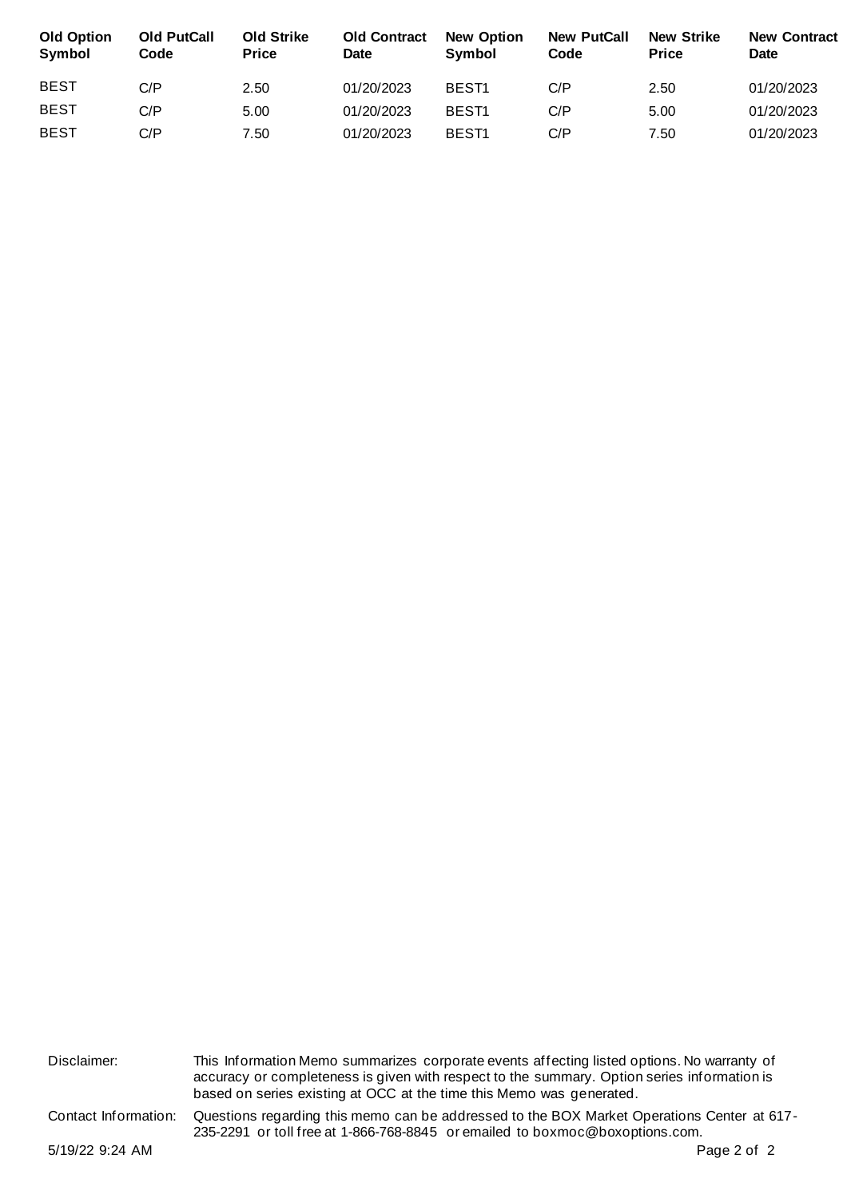| Old Option Symbol | Old PutCall Code | Old Strike Price | Old Contract Date | New Option Symbol | New PutCall Code | New Strike Price | New Contract Date |
|---|---|---|---|---|---|---|---|
| BEST | C/P | 2.50 | 01/20/2023 | BEST1 | C/P | 2.50 | 01/20/2023 |
| BEST | C/P | 5.00 | 01/20/2023 | BEST1 | C/P | 5.00 | 01/20/2023 |
| BEST | C/P | 7.50 | 01/20/2023 | BEST1 | C/P | 7.50 | 01/20/2023 |

Disclaimer: This Information Memo summarizes corporate events affecting listed options. No warranty of accuracy or completeness is given with respect to the summary. Option series information is based on series existing at OCC at the time this Memo was generated.

Contact Information: Questions regarding this memo can be addressed to the BOX Market Operations Center at 617-235-2291 or toll free at 1-866-768-8845 or emailed to boxmoc@boxoptions.com.

5/19/22 9:24 AM